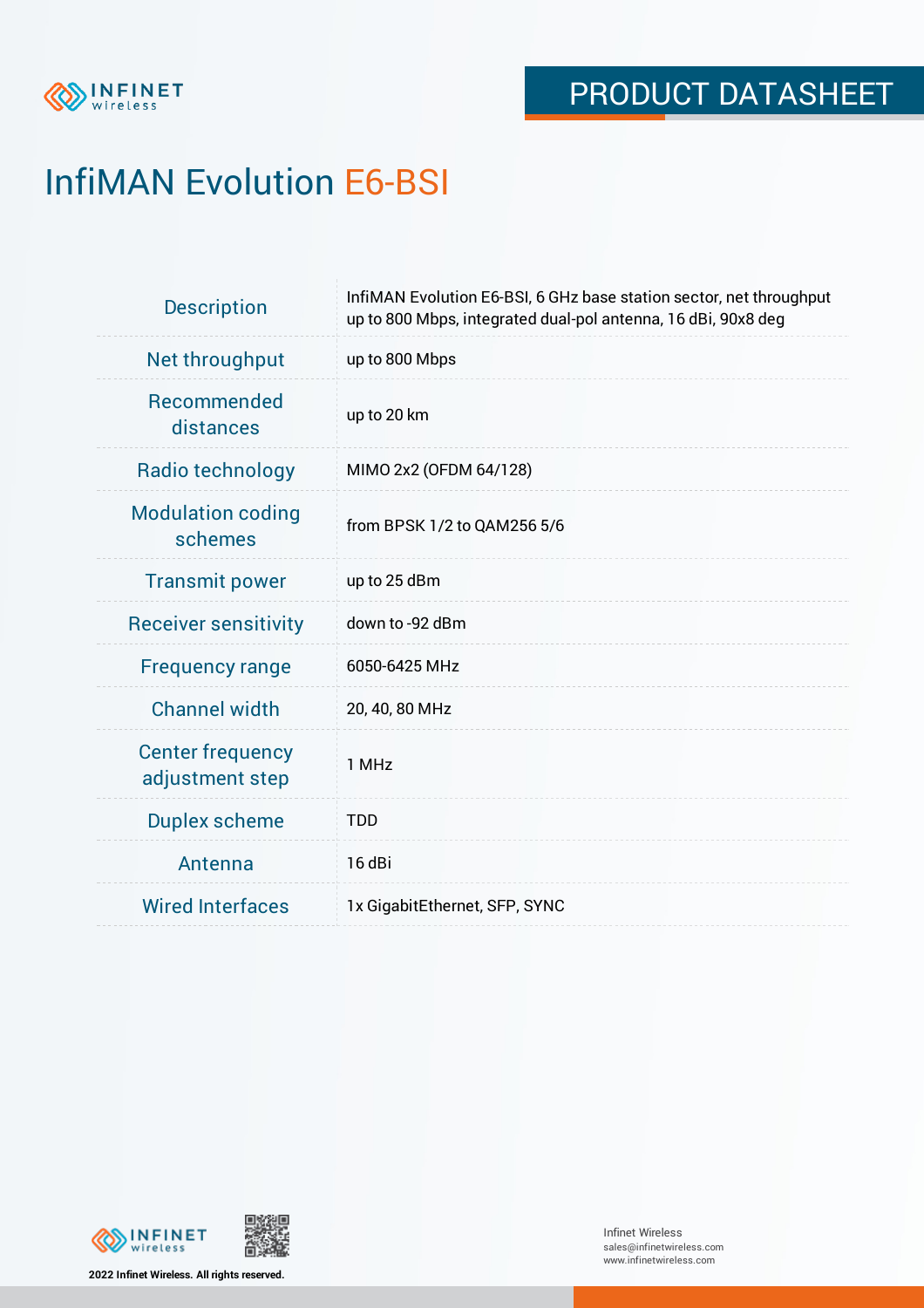PRODUCT DATASHEET

# InfiMAN Evolution E6-BSI

| | |
|---|---|
| Description | InfiMAN Evolution E6-BSI, 6 GHz base station sector, net throughput up to 800 Mbps, integrated dual-pol antenna, 16 dBi, 90x8 deg |
| Net throughput | up to 800 Mbps |
| Recommended distances | up to 20 km |
| Radio technology | MIMO 2x2 (OFDM 64/128) |
| Modulation coding schemes | from BPSK 1/2 to QAM256 5/6 |
| Transmit power | up to 25 dBm |
| Receiver sensitivity | down to -92 dBm |
| Frequency range | 6050-6425 MHz |
| Channel width | 20, 40, 80 MHz |
| Center frequency adjustment step | 1 MHz |
| Duplex scheme | TDD |
| Antenna | 16 dBi |
| Wired Interfaces | 1x GigabitEthernet, SFP, SYNC |

2022 Infinet Wireless. All rights reserved.

Infinet Wireless
sales@infinetwireless.com
www.infinetwireless.com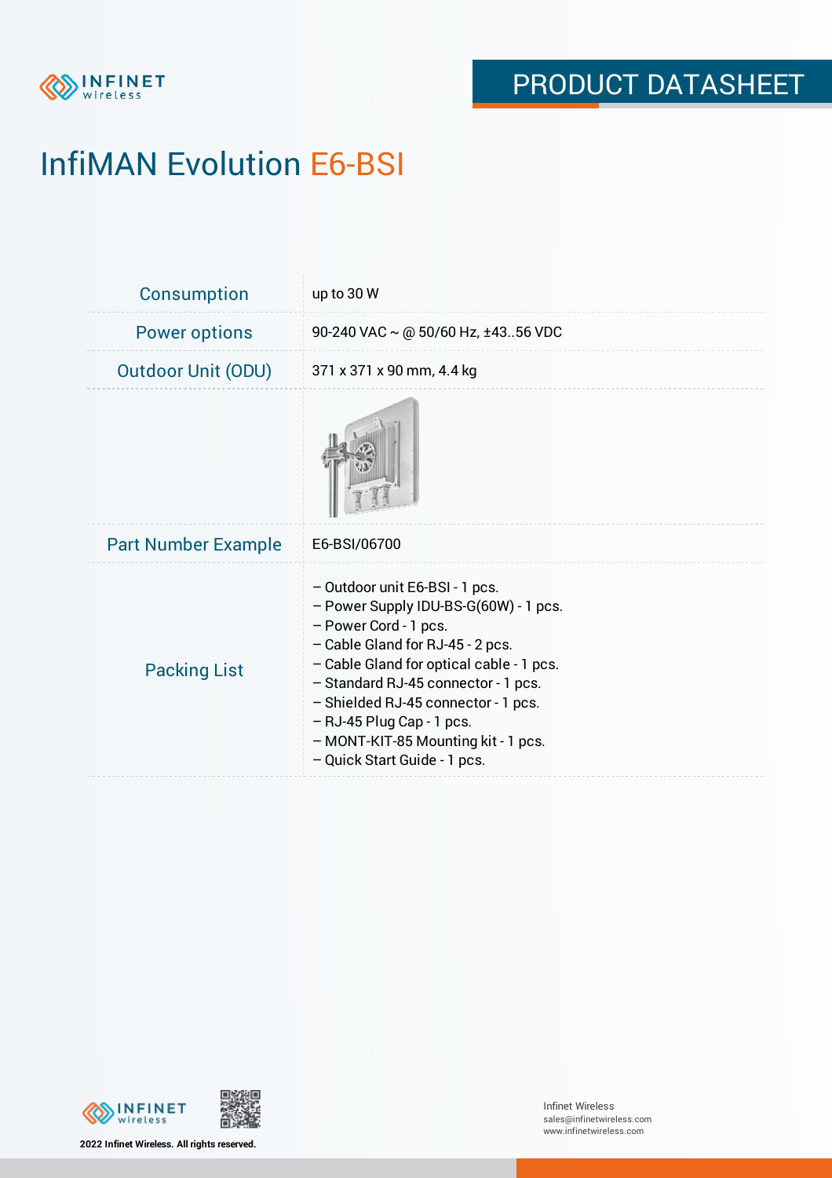# InfiMAN Evolution E6-BSI

| | |
|---|---|
| Consumption | up to 30 W |
| Power options | 90-240 VAC ~ @ 50/60 Hz, ±43..56 VDC |
| Outdoor Unit (ODU) | 371 x 371 x 90 mm, 4.4 kg |
| Part Number Example | E6-BSI/06700 |
| Packing List | – Outdoor unit E6-BSI - 1 pcs.<br>– Power Supply IDU-BS-G(60W) - 1 pcs.<br>– Power Cord - 1 pcs.<br>– Cable Gland for RJ-45 - 2 pcs.<br>– Cable Gland for optical cable - 1 pcs.<br>– Standard RJ-45 connector - 1 pcs.<br>– Shielded RJ-45 connector - 1 pcs.<br>– RJ-45 Plug Cap - 1 pcs.<br>– MONT-KIT-85 Mounting kit - 1 pcs.<br>– Quick Start Guide - 1 pcs. |

2022 Infinet Wireless. All rights reserved.

Infinet Wireless
sales@infinetwireless.com
www.infinetwireless.com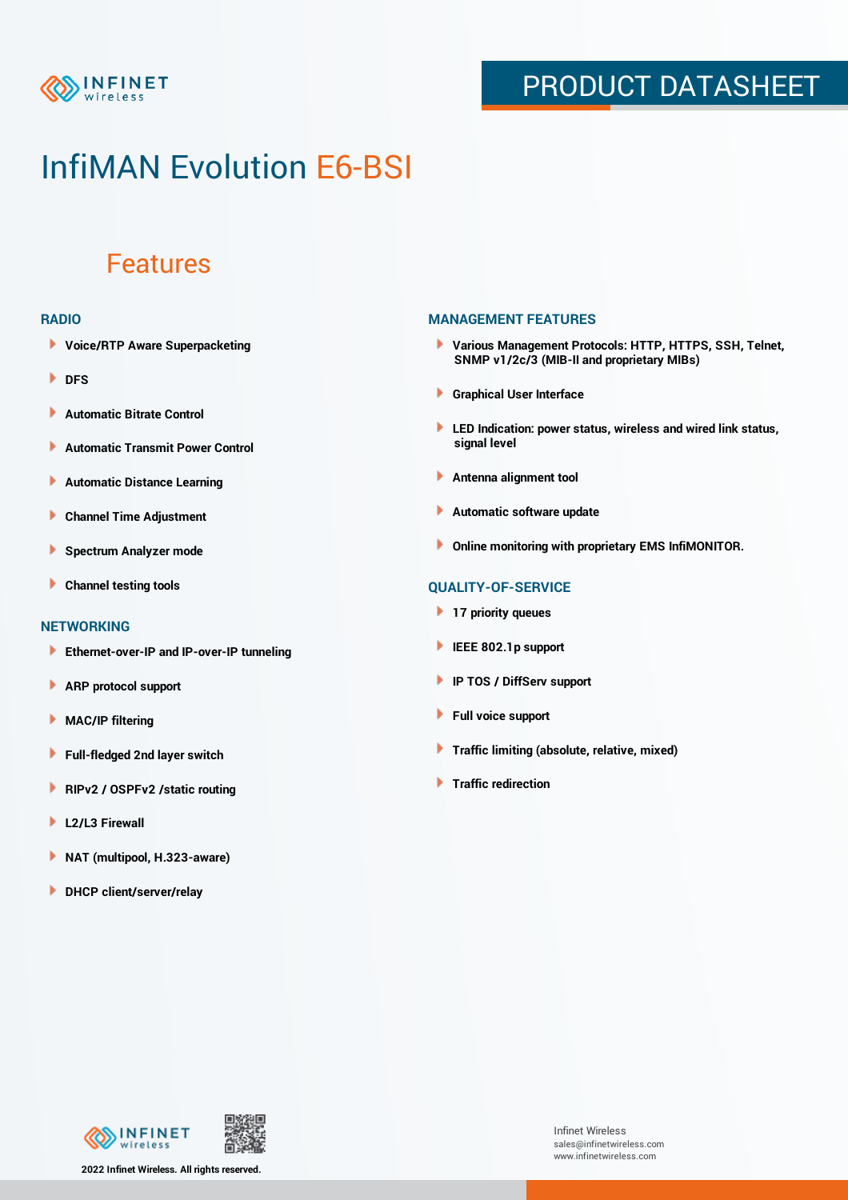# InfiMAN Evolution E6-BSI

## Features

### RADIO

- Voice/RTP Aware Superpacketing
- DFS
- Automatic Bitrate Control
- Automatic Transmit Power Control
- Automatic Distance Learning
- Channel Time Adjustment
- Spectrum Analyzer mode
- Channel testing tools

### NETWORKING

- Ethernet-over-IP and IP-over-IP tunneling
- ARP protocol support
- MAC/IP filtering
- Full-fledged 2nd layer switch
- RIPv2 / OSPFv2 /static routing
- L2/L3 Firewall
- NAT (multipool, H.323-aware)
- DHCP client/server/relay

### MANAGEMENT FEATURES

- Various Management Protocols: HTTP, HTTPS, SSH, Telnet, SNMP v1/2c/3 (MIB-II and proprietary MIBs)
- Graphical User Interface
- LED Indication: power status, wireless and wired link status, signal level
- Antenna alignment tool
- Automatic software update
- Online monitoring with proprietary EMS InfiMONITOR.

### QUALITY-OF-SERVICE

- 17 priority queues
- IEEE 802.1p support
- IP TOS / DiffServ support
- Full voice support
- Traffic limiting (absolute, relative, mixed)
- Traffic redirection

2022 Infinet Wireless. All rights reserved.

Infinet Wireless
sales@infinetwireless.com
www.infinetwireless.com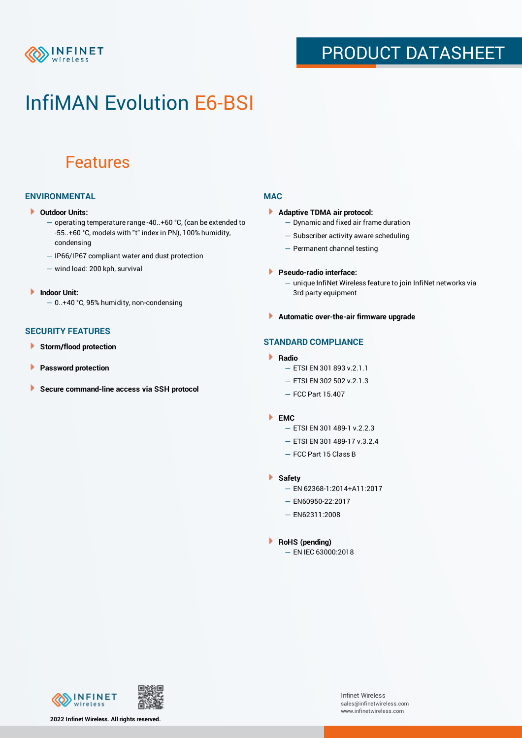# InfiMAN Evolution E6-BSI

## Features

### ENVIRONMENTAL

- **Outdoor Units:**
  - operating temperature range -40..+60 °C, (can be extended to -55..+60 °C, models with "t" index in PN), 100% humidity, condensing
  - IP66/IP67 compliant water and dust protection
  - wind load: 200 kph, survival
- **Indoor Unit:**
  - 0..+40 °C, 95% humidity, non-condensing

### SECURITY FEATURES

- **Storm/flood protection**
- **Password protection**
- **Secure command-line access via SSH protocol**

### MAC

- **Adaptive TDMA air protocol:**
  - Dynamic and fixed air frame duration
  - Subscriber activity aware scheduling
  - Permanent channel testing
- **Pseudo-radio interface:**
  - unique InfiNet Wireless feature to join InfiNet networks via 3rd party equipment
- **Automatic over-the-air firmware upgrade**

### STANDARD COMPLIANCE

- **Radio**
  - ETSI EN 301 893 v.2.1.1
  - ETSI EN 302 502 v.2.1.3
  - FCC Part 15.407
- **EMC**
  - ETSI EN 301 489-1 v.2.2.3
  - ETSI EN 301 489-17 v.3.2.4
  - FCC Part 15 Class B
- **Safety**
  - EN 62368-1:2014+A11:2017
  - EN60950-22:2017
  - EN62311:2008
- **RoHS (pending)**
  - EN IEC 63000:2018

2022 Infinet Wireless. All rights reserved.

Infinet Wireless
sales@infinetwireless.com
www.infinetwireless.com